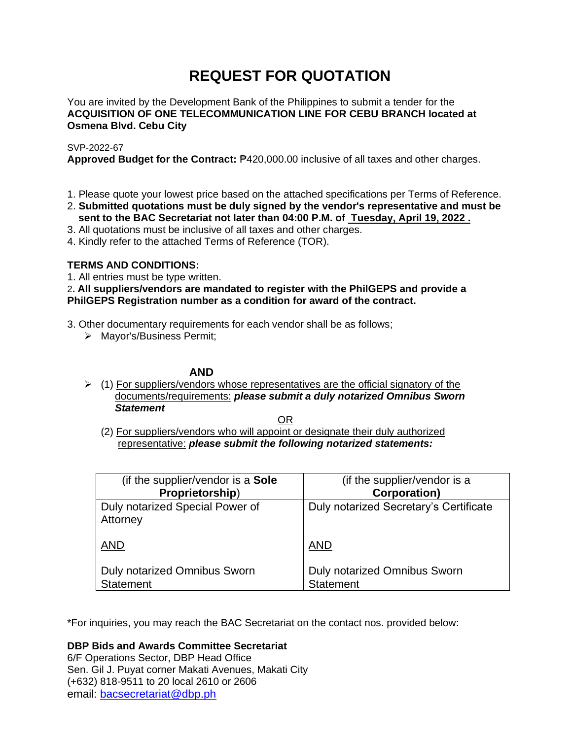# REQUEST FOR QUOTATION

You are invited by the Development Bank of the Philippines to submit a tender for the **ACQUISITION OF ONE TELECOMMUNICATION LINE FOR CEBU BRANCH located at Osmena Blvd. Cebu City**

SVP-2022-67

**Approved Budget for the Contract:** ₱420,000.00 inclusive of all taxes and other charges.

1. Please quote your lowest price based on the attached specifications per Terms of Reference.
2. **Submitted quotations must be duly signed by the vendor's representative and must be sent to the BAC Secretariat not later than 04:00 P.M. of <u>Tuesday, April 19, 2022 .</u>**
3. All quotations must be inclusive of all taxes and other charges.
4. Kindly refer to the attached Terms of Reference (TOR).

**TERMS AND CONDITIONS:**

1. All entries must be type written.
2. **All suppliers/vendors are mandated to register with the PhilGEPS and provide a PhilGEPS Registration number as a condition for award of the contract.**
3. Other documentary requirements for each vendor shall be as follows;
   - Mayor's/Business Permit;

**AND**

- (1) <u>For suppliers/vendors whose representatives are the official signatory of the documents/requirements:</u> ***please submit a duly notarized Omnibus Sworn Statement***

<u>OR</u>

(2) <u>For suppliers/vendors who will appoint or designate their duly authorized representative:</u> ***please submit the following notarized statements:***

| (if the supplier/vendor is a **Sole Proprietorship**) | (if the supplier/vendor is a **Corporation)** |
|---|---|
| Duly notarized Special Power of Attorney<br><br><u>AND</u><br><br>Duly notarized Omnibus Sworn Statement | Duly notarized Secretary's Certificate<br><br><u>AND</u><br><br>Duly notarized Omnibus Sworn Statement |

*For inquiries, you may reach the BAC Secretariat on the contact nos. provided below:

**DBP Bids and Awards Committee Secretariat**
6/F Operations Sector, DBP Head Office
Sen. Gil J. Puyat corner Makati Avenues, Makati City
(+632) 818-9511 to 20 local 2610 or 2606
email: bacsecretariat@dbp.ph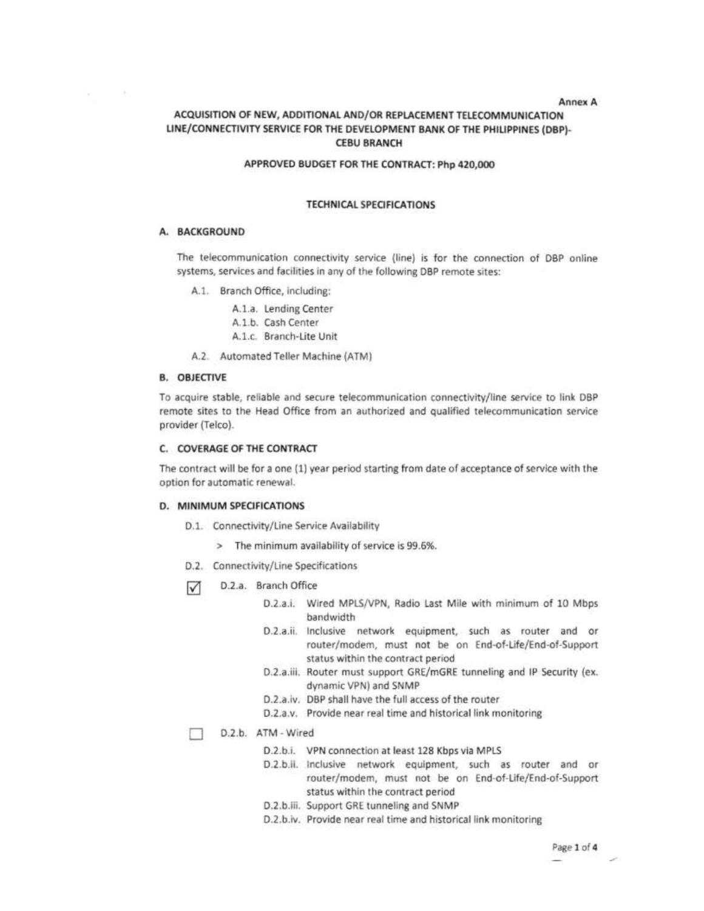Annex A

# ACQUISITION OF NEW, ADDITIONAL AND/OR REPLACEMENT TELECOMMUNICATION LINE/CONNECTIVITY SERVICE FOR THE DEVELOPMENT BANK OF THE PHILIPPINES (DBP)-CEBU BRANCH

**APPROVED BUDGET FOR THE CONTRACT: Php 420,000**

## TECHNICAL SPECIFICATIONS

### A. BACKGROUND

The telecommunication connectivity service (line) is for the connection of DBP online systems, services and facilities in any of the following DBP remote sites:

- A.1. Branch Office, including:
  - A.1.a. Lending Center
  - A.1.b. Cash Center
  - A.1.c. Branch-Lite Unit
- A.2. Automated Teller Machine (ATM)

### B. OBJECTIVE

To acquire stable, reliable and secure telecommunication connectivity/line service to link DBP remote sites to the Head Office from an authorized and qualified telecommunication service provider (Telco).

### C. COVERAGE OF THE CONTRACT

The contract will be for a one (1) year period starting from date of acceptance of service with the option for automatic renewal.

### D. MINIMUM SPECIFICATIONS

- D.1. Connectivity/Line Service Availability
  - > The minimum availability of service is 99.6%.
- D.2. Connectivity/Line Specifications

☑ D.2.a. Branch Office

- D.2.a.i. Wired MPLS/VPN, Radio Last Mile with minimum of 10 Mbps bandwidth
- D.2.a.ii. Inclusive network equipment, such as router and or router/modem, must not be on End-of-Life/End-of-Support status within the contract period
- D.2.a.iii. Router must support GRE/mGRE tunneling and IP Security (ex. dynamic VPN) and SNMP
- D.2.a.iv. DBP shall have the full access of the router
- D.2.a.v. Provide near real time and historical link monitoring

☐ D.2.b. ATM - Wired

- D.2.b.i. VPN connection at least 128 Kbps via MPLS
- D.2.b.ii. Inclusive network equipment, such as router and or router/modem, must not be on End-of-Life/End-of-Support status within the contract period
- D.2.b.iii. Support GRE tunneling and SNMP
- D.2.b.iv. Provide near real time and historical link monitoring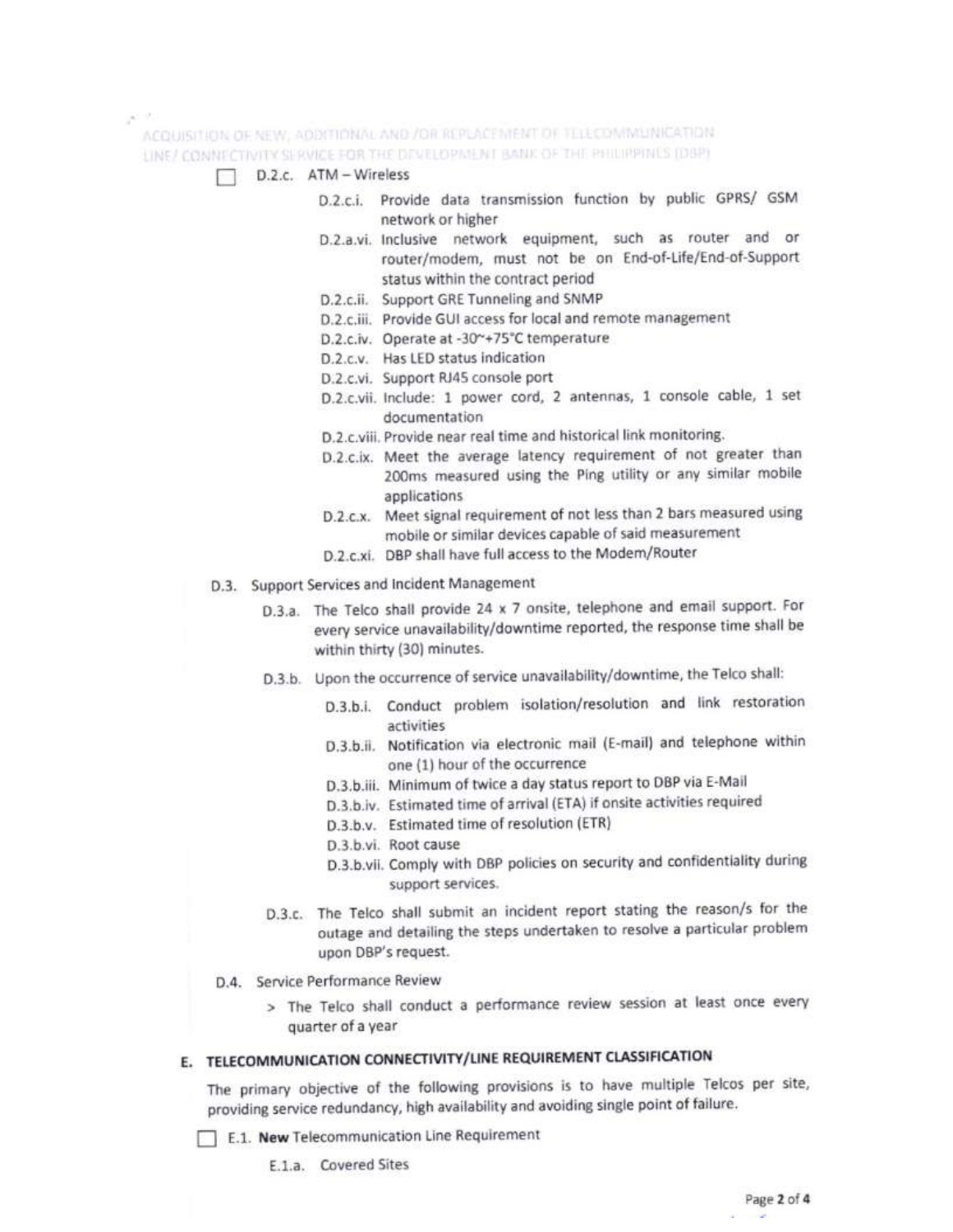- [ ] D.2.c. ATM – Wireless
  - D.2.c.i. Provide data transmission function by public GPRS/ GSM network or higher
  - D.2.a.vi. Inclusive network equipment, such as router and or router/modem, must not be on End-of-Life/End-of-Support status within the contract period
  - D.2.c.ii. Support GRE Tunneling and SNMP
  - D.2.c.iii. Provide GUI access for local and remote management
  - D.2.c.iv. Operate at -30~+75°C temperature
  - D.2.c.v. Has LED status indication
  - D.2.c.vi. Support RJ45 console port
  - D.2.c.vii. Include: 1 power cord, 2 antennas, 1 console cable, 1 set documentation
  - D.2.c.viii. Provide near real time and historical link monitoring.
  - D.2.c.ix. Meet the average latency requirement of not greater than 200ms measured using the Ping utility or any similar mobile applications
  - D.2.c.x. Meet signal requirement of not less than 2 bars measured using mobile or similar devices capable of said measurement
  - D.2.c.xi. DBP shall have full access to the Modem/Router

D.3. Support Services and Incident Management

- D.3.a. The Telco shall provide 24 x 7 onsite, telephone and email support. For every service unavailability/downtime reported, the response time shall be within thirty (30) minutes.
- D.3.b. Upon the occurrence of service unavailability/downtime, the Telco shall:
  - D.3.b.i. Conduct problem isolation/resolution and link restoration activities
  - D.3.b.ii. Notification via electronic mail (E-mail) and telephone within one (1) hour of the occurrence
  - D.3.b.iii. Minimum of twice a day status report to DBP via E-Mail
  - D.3.b.iv. Estimated time of arrival (ETA) if onsite activities required
  - D.3.b.v. Estimated time of resolution (ETR)
  - D.3.b.vi. Root cause
  - D.3.b.vii. Comply with DBP policies on security and confidentiality during support services.
- D.3.c. The Telco shall submit an incident report stating the reason/s for the outage and detailing the steps undertaken to resolve a particular problem upon DBP's request.

D.4. Service Performance Review

> The Telco shall conduct a performance review session at least once every quarter of a year

## E. TELECOMMUNICATION CONNECTIVITY/LINE REQUIREMENT CLASSIFICATION

The primary objective of the following provisions is to have multiple Telcos per site, providing service redundancy, high availability and avoiding single point of failure.

- [ ] E.1. **New** Telecommunication Line Requirement
  - E.1.a. Covered Sites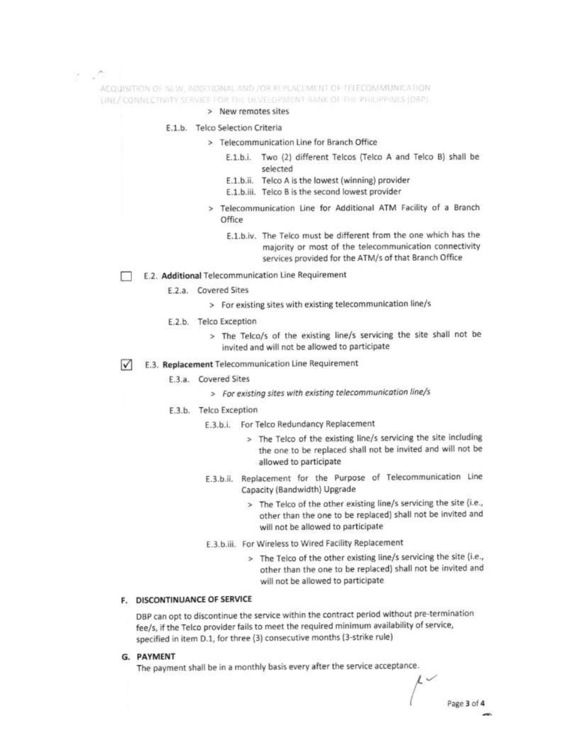> New remotes sites

E.1.b. Telco Selection Criteria

> Telecommunication Line for Branch Office

E.1.b.i. Two (2) different Telcos (Telco A and Telco B) shall be selected

E.1.b.ii. Telco A is the lowest (winning) provider

E.1.b.iii. Telco B is the second lowest provider

> Telecommunication Line for Additional ATM Facility of a Branch Office

E.1.b.iv. The Telco must be different from the one which has the majority or most of the telecommunication connectivity services provided for the ATM/s of that Branch Office

☐ E.2. **Additional** Telecommunication Line Requirement

E.2.a. Covered Sites

> For existing sites with existing telecommunication line/s

E.2.b. Telco Exception

> The Telco/s of the existing line/s servicing the site shall not be invited and will not be allowed to participate

☑ E.3. **Replacement** Telecommunication Line Requirement

E.3.a. Covered Sites

> *For existing sites with existing telecommunication line/s*

E.3.b. Telco Exception

E.3.b.i. For Telco Redundancy Replacement

> The Telco of the existing line/s servicing the site including the one to be replaced shall not be invited and will not be allowed to participate

E.3.b.ii. Replacement for the Purpose of Telecommunication Line Capacity (Bandwidth) Upgrade

> The Telco of the other existing line/s servicing the site (i.e., other than the one to be replaced) shall not be invited and will not be allowed to participate

E.3.b.iii. For Wireless to Wired Facility Replacement

> The Telco of the other existing line/s servicing the site (i.e., other than the one to be replaced) shall not be invited and will not be allowed to participate

## F. DISCONTINUANCE OF SERVICE

DBP can opt to discontinue the service within the contract period without pre-termination fee/s, if the Telco provider fails to meet the required minimum availability of service, specified in item D.1, for three (3) consecutive months (3-strike rule)

## G. PAYMENT

The payment shall be in a monthly basis every after the service acceptance.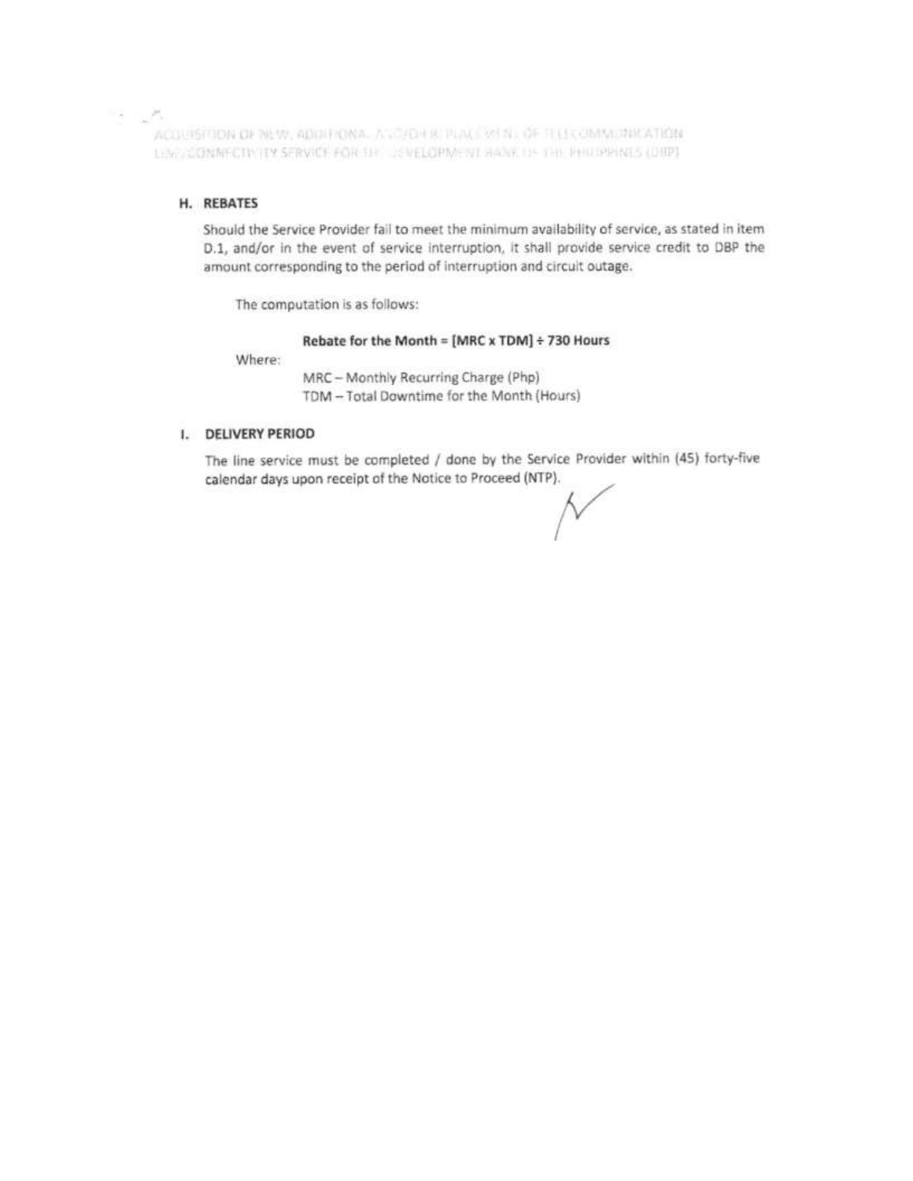## H. REBATES

Should the Service Provider fail to meet the minimum availability of service, as stated in item D.1, and/or in the event of service interruption, it shall provide service credit to DBP the amount corresponding to the period of interruption and circuit outage.

The computation is as follows:

**Rebate for the Month = [MRC x TDM] ÷ 730 Hours**

Where:

MRC – Monthly Recurring Charge (Php)
TDM – Total Downtime for the Month (Hours)

## I. DELIVERY PERIOD

The line service must be completed / done by the Service Provider within (45) forty-five calendar days upon receipt of the Notice to Proceed (NTP).